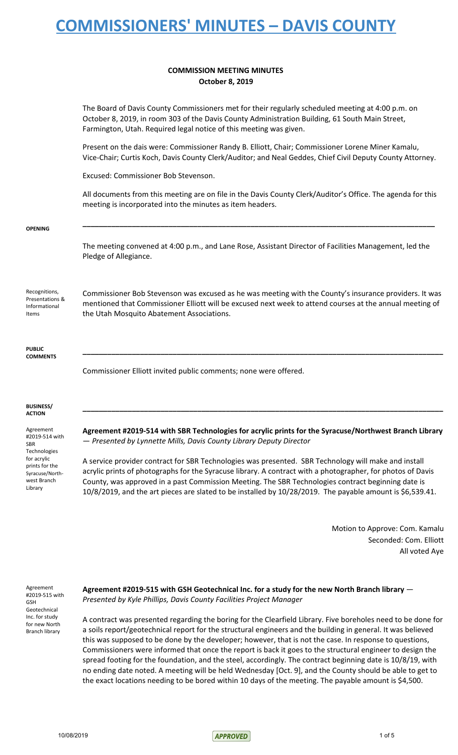# COMMISSIONERS' MINUTES – DAVIS COUNTY

**COMMISSION MEETING MINUTES**
**October 8, 2019**

The Board of Davis County Commissioners met for their regularly scheduled meeting at 4:00 p.m. on October 8, 2019, in room 303 of the Davis County Administration Building, 61 South Main Street, Farmington, Utah. Required legal notice of this meeting was given.

Present on the dais were: Commissioner Randy B. Elliott, Chair; Commissioner Lorene Miner Kamalu, Vice-Chair; Curtis Koch, Davis County Clerk/Auditor; and Neal Geddes, Chief Civil Deputy County Attorney.

Excused: Commissioner Bob Stevenson.

All documents from this meeting are on file in the Davis County Clerk/Auditor's Office. The agenda for this meeting is incorporated into the minutes as item headers.

**OPENING**

The meeting convened at 4:00 p.m., and Lane Rose, Assistant Director of Facilities Management, led the Pledge of Allegiance.

Recognitions, Presentations & Informational Items

Commissioner Bob Stevenson was excused as he was meeting with the County's insurance providers. It was mentioned that Commissioner Elliott will be excused next week to attend courses at the annual meeting of the Utah Mosquito Abatement Associations.

**PUBLIC COMMENTS**

Commissioner Elliott invited public comments; none were offered.

**BUSINESS/ ACTION**

Agreement #2019-514 with SBR Technologies for acrylic prints for the Syracuse/Northwest Branch Library

**Agreement #2019-514 with SBR Technologies for acrylic prints for the Syracuse/Northwest Branch Library** *— Presented by Lynnette Mills, Davis County Library Deputy Director*

A service provider contract for SBR Technologies was presented. SBR Technology will make and install acrylic prints of photographs for the Syracuse library. A contract with a photographer, for photos of Davis County, was approved in a past Commission Meeting. The SBR Technologies contract beginning date is 10/8/2019, and the art pieces are slated to be installed by 10/28/2019. The payable amount is $6,539.41.

Motion to Approve: Com. Kamalu
Seconded: Com. Elliott
All voted Aye

Agreement #2019-515 with GSH Geotechnical Inc. for study for new North Branch library

**Agreement #2019-515 with GSH Geotechnical Inc. for a study for the new North Branch library** — *Presented by Kyle Phillips, Davis County Facilities Project Manager*

A contract was presented regarding the boring for the Clearfield Library. Five boreholes need to be done for a soils report/geotechnical report for the structural engineers and the building in general. It was believed this was supposed to be done by the developer; however, that is not the case. In response to questions, Commissioners were informed that once the report is back it goes to the structural engineer to design the spread footing for the foundation, and the steel, accordingly. The contract beginning date is 10/8/19, with no ending date noted. A meeting will be held Wednesday [Oct. 9], and the County should be able to get to the exact locations needing to be bored within 10 days of the meeting. The payable amount is $4,500.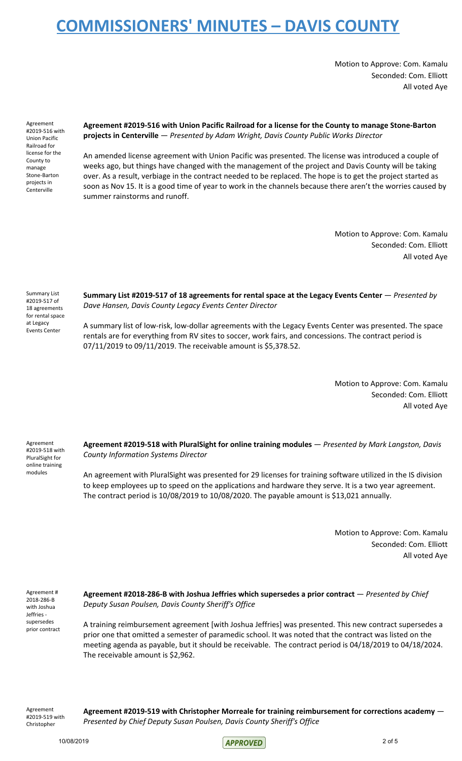Motion to Approve: Com. Kamalu
Seconded: Com. Elliott
All voted Aye

Agreement #2019-516 with Union Pacific Railroad for license for the County to manage Stone-Barton projects in Centerville

**Agreement #2019-516 with Union Pacific Railroad for a license for the County to manage Stone-Barton projects in Centerville** — *Presented by Adam Wright, Davis County Public Works Director*

An amended license agreement with Union Pacific was presented. The license was introduced a couple of weeks ago, but things have changed with the management of the project and Davis County will be taking over. As a result, verbiage in the contract needed to be replaced. The hope is to get the project started as soon as Nov 15. It is a good time of year to work in the channels because there aren't the worries caused by summer rainstorms and runoff.

Motion to Approve: Com. Kamalu
Seconded: Com. Elliott
All voted Aye

Summary List #2019-517 of 18 agreements for rental space at Legacy Events Center

**Summary List #2019-517 of 18 agreements for rental space at the Legacy Events Center** — *Presented by Dave Hansen, Davis County Legacy Events Center Director*

A summary list of low-risk, low-dollar agreements with the Legacy Events Center was presented. The space rentals are for everything from RV sites to soccer, work fairs, and concessions. The contract period is 07/11/2019 to 09/11/2019. The receivable amount is $5,378.52.

Motion to Approve: Com. Kamalu
Seconded: Com. Elliott
All voted Aye

Agreement #2019-518 with PluralSight for online training modules

**Agreement #2019-518 with PluralSight for online training modules** — *Presented by Mark Langston, Davis County Information Systems Director*

An agreement with PluralSight was presented for 29 licenses for training software utilized in the IS division to keep employees up to speed on the applications and hardware they serve. It is a two year agreement. The contract period is 10/08/2019 to 10/08/2020. The payable amount is $13,021 annually.

Motion to Approve: Com. Kamalu
Seconded: Com. Elliott
All voted Aye

Agreement # 2018-286-B with Joshua Jeffries - supersedes prior contract

**Agreement #2018-286-B with Joshua Jeffries which supersedes a prior contract** — *Presented by Chief Deputy Susan Poulsen, Davis County Sheriff's Office*

A training reimbursement agreement [with Joshua Jeffries] was presented. This new contract supersedes a prior one that omitted a semester of paramedic school. It was noted that the contract was listed on the meeting agenda as payable, but it should be receivable. The contract period is 04/18/2019 to 04/18/2024. The receivable amount is $2,962.

Agreement #2019-519 with Christopher

**Agreement #2019-519 with Christopher Morreale for training reimbursement for corrections academy** — *Presented by Chief Deputy Susan Poulsen, Davis County Sheriff's Office*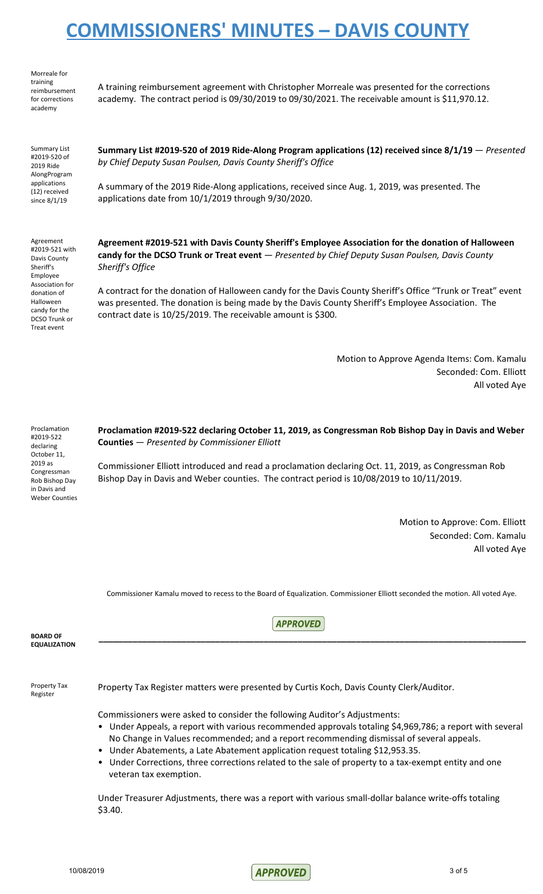Morreale for training reimbursement for corrections academy

A training reimbursement agreement with Christopher Morreale was presented for the corrections academy. The contract period is 09/30/2019 to 09/30/2021. The receivable amount is $11,970.12.

Summary List #2019-520 of 2019 Ride AlongProgram applications (12) received since 8/1/19

**Summary List #2019-520 of 2019 Ride-Along Program applications (12) received since 8/1/19** — *Presented by Chief Deputy Susan Poulsen, Davis County Sheriff's Office*

A summary of the 2019 Ride-Along applications, received since Aug. 1, 2019, was presented. The applications date from 10/1/2019 through 9/30/2020.

Agreement #2019-521 with Davis County Sheriff's Employee Association for donation of Halloween candy for the DCSO Trunk or Treat event

**Agreement #2019-521 with Davis County Sheriff's Employee Association for the donation of Halloween candy for the DCSO Trunk or Treat event** — *Presented by Chief Deputy Susan Poulsen, Davis County Sheriff's Office*

A contract for the donation of Halloween candy for the Davis County Sheriff's Office "Trunk or Treat" event was presented. The donation is being made by the Davis County Sheriff's Employee Association. The contract date is 10/25/2019. The receivable amount is $300.

Motion to Approve Agenda Items: Com. Kamalu
Seconded: Com. Elliott
All voted Aye

Proclamation #2019-522 declaring October 11, 2019 as Congressman Rob Bishop Day in Davis and Weber Counties

**Proclamation #2019-522 declaring October 11, 2019, as Congressman Rob Bishop Day in Davis and Weber Counties** — *Presented by Commissioner Elliott*

Commissioner Elliott introduced and read a proclamation declaring Oct. 11, 2019, as Congressman Rob Bishop Day in Davis and Weber counties. The contract period is 10/08/2019 to 10/11/2019.

Motion to Approve: Com. Elliott
Seconded: Com. Kamalu
All voted Aye

Commissioner Kamalu moved to recess to the Board of Equalization. Commissioner Elliott seconded the motion. All voted Aye.

**BOARD OF EQUALIZATION**

---

Property Tax Register

Property Tax Register matters were presented by Curtis Koch, Davis County Clerk/Auditor.

Commissioners were asked to consider the following Auditor's Adjustments:

- Under Appeals, a report with various recommended approvals totaling $4,969,786; a report with several No Change in Values recommended; and a report recommending dismissal of several appeals.
- Under Abatements, a Late Abatement application request totaling $12,953.35.
- Under Corrections, three corrections related to the sale of property to a tax-exempt entity and one veteran tax exemption.

Under Treasurer Adjustments, there was a report with various small-dollar balance write-offs totaling $3.40.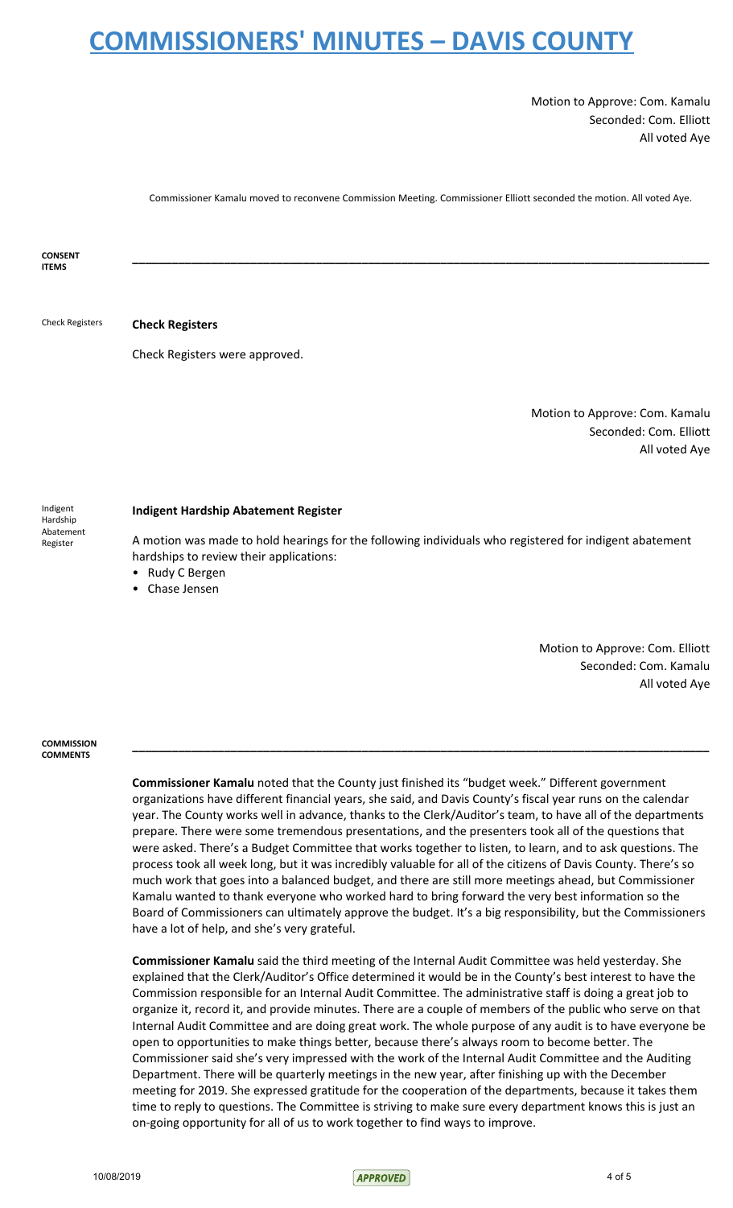Motion to Approve: Com. Kamalu
Seconded: Com. Elliott
All voted Aye

Commissioner Kamalu moved to reconvene Commission Meeting. Commissioner Elliott seconded the motion. All voted Aye.

**CONSENT ITEMS**

---

Check Registers

**Check Registers**

Check Registers were approved.

Motion to Approve: Com. Kamalu
Seconded: Com. Elliott
All voted Aye

Indigent Hardship Abatement Register

**Indigent Hardship Abatement Register**

A motion was made to hold hearings for the following individuals who registered for indigent abatement hardships to review their applications:

- Rudy C Bergen
- Chase Jensen

Motion to Approve: Com. Elliott
Seconded: Com. Kamalu
All voted Aye

**COMMISSION COMMENTS**

---

**Commissioner Kamalu** noted that the County just finished its "budget week." Different government organizations have different financial years, she said, and Davis County's fiscal year runs on the calendar year. The County works well in advance, thanks to the Clerk/Auditor's team, to have all of the departments prepare. There were some tremendous presentations, and the presenters took all of the questions that were asked. There's a Budget Committee that works together to listen, to learn, and to ask questions. The process took all week long, but it was incredibly valuable for all of the citizens of Davis County. There's so much work that goes into a balanced budget, and there are still more meetings ahead, but Commissioner Kamalu wanted to thank everyone who worked hard to bring forward the very best information so the Board of Commissioners can ultimately approve the budget. It's a big responsibility, but the Commissioners have a lot of help, and she's very grateful.

**Commissioner Kamalu** said the third meeting of the Internal Audit Committee was held yesterday. She explained that the Clerk/Auditor's Office determined it would be in the County's best interest to have the Commission responsible for an Internal Audit Committee. The administrative staff is doing a great job to organize it, record it, and provide minutes. There are a couple of members of the public who serve on that Internal Audit Committee and are doing great work. The whole purpose of any audit is to have everyone be open to opportunities to make things better, because there's always room to become better. The Commissioner said she's very impressed with the work of the Internal Audit Committee and the Auditing Department. There will be quarterly meetings in the new year, after finishing up with the December meeting for 2019. She expressed gratitude for the cooperation of the departments, because it takes them time to reply to questions. The Committee is striving to make sure every department knows this is just an on-going opportunity for all of us to work together to find ways to improve.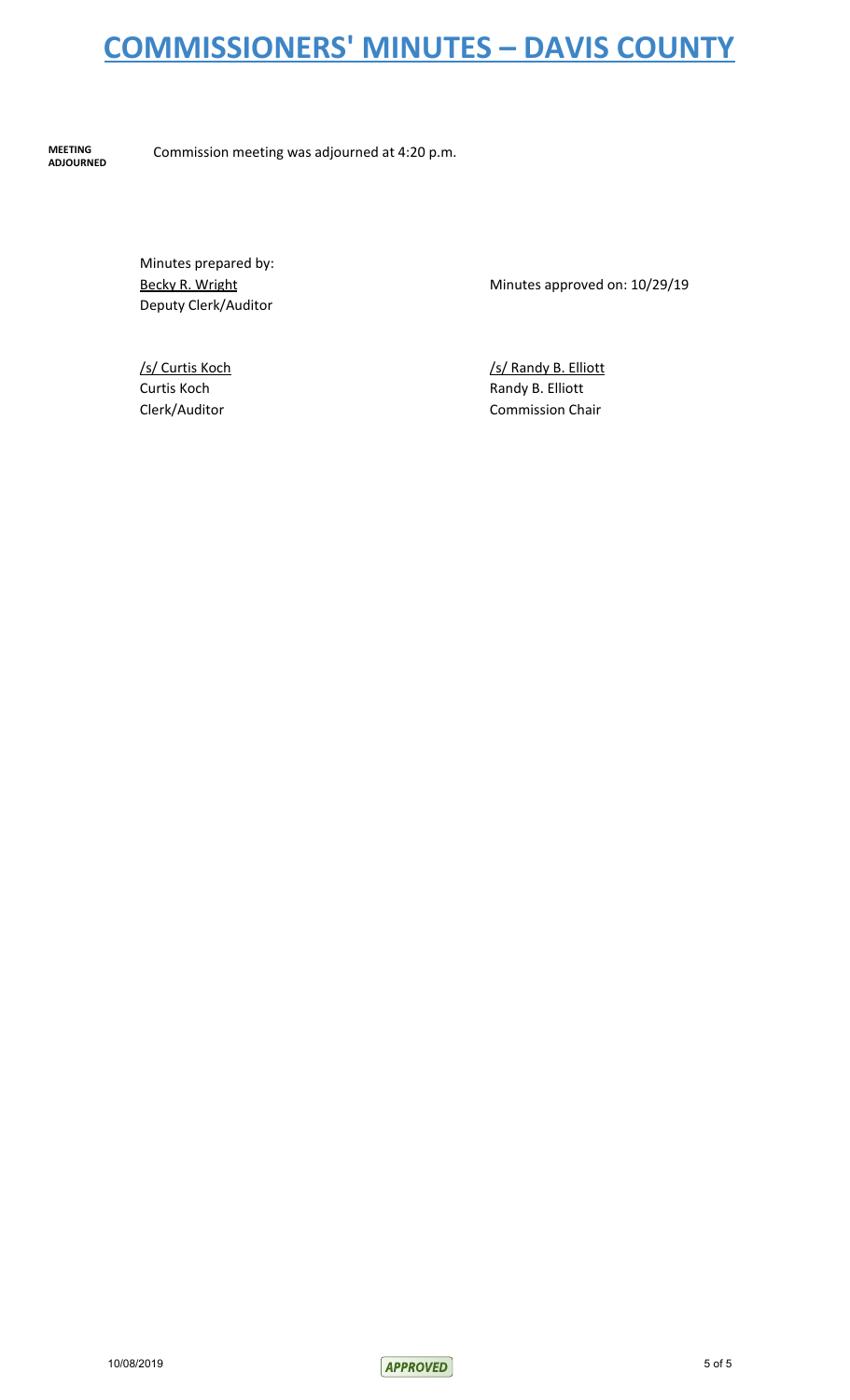**MEETING ADJOURNED**

Commission meeting was adjourned at 4:20 p.m.

Minutes prepared by:
Becky R. Wright
Deputy Clerk/Auditor

Minutes approved on: 10/29/19

/s/ Curtis Koch
Curtis Koch
Clerk/Auditor

/s/ Randy B. Elliott
Randy B. Elliott
Commission Chair